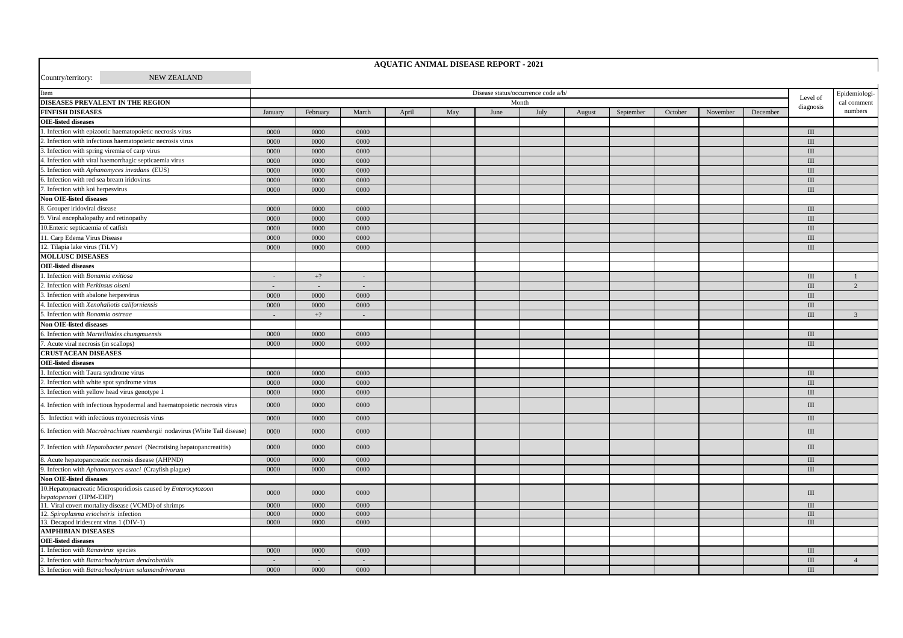# AQUATIC ANIMAL DISEASE REPORT - 2021

Country/territory: NEW ZEALAND

| Item | Disease status/occurrence code a/b/ | | | | | | | | | | | | Level of diagnosis | Epidemiological comment numbers |
|---|---|---|---|---|---|---|---|---|---|---|---|---|---|---|
| **DISEASES PREVALENT IN THE REGION** | Month | | | | | | | | | | | | | |
| **FINFISH DISEASES** | January | February | March | April | May | June | July | August | September | October | November | December | | |
| **OIE-listed diseases** | | | | | | | | | | | | | | |
| 1. Infection with epizootic haematopoietic necrosis virus | 0000 | 0000 | 0000 | | | | | | | | | | III | |
| 2. Infection with infectious haematopoietic necrosis virus | 0000 | 0000 | 0000 | | | | | | | | | | III | |
| 3. Infection with spring viremia of carp virus | 0000 | 0000 | 0000 | | | | | | | | | | III | |
| 4. Infection with viral haemorrhagic septicaemia virus | 0000 | 0000 | 0000 | | | | | | | | | | III | |
| 5. Infection with *Aphanomyces invadans* (EUS) | 0000 | 0000 | 0000 | | | | | | | | | | III | |
| 6. Infection with red sea bream iridovirus | 0000 | 0000 | 0000 | | | | | | | | | | III | |
| 7. Infection with koi herpesvirus | 0000 | 0000 | 0000 | | | | | | | | | | III | |
| **Non OIE-listed diseases** | | | | | | | | | | | | | | |
| 8. Grouper iridoviral disease | 0000 | 0000 | 0000 | | | | | | | | | | III | |
| 9. Viral encephalopathy and retinopathy | 0000 | 0000 | 0000 | | | | | | | | | | III | |
| 10.Enteric septicaemia of catfish | 0000 | 0000 | 0000 | | | | | | | | | | III | |
| 11. Carp Edema Virus Disease | 0000 | 0000 | 0000 | | | | | | | | | | III | |
| 12. Tilapia lake virus (TiLV) | 0000 | 0000 | 0000 | | | | | | | | | | III | |
| **MOLLUSC DISEASES** | | | | | | | | | | | | | | |
| **OIE-listed diseases** | | | | | | | | | | | | | | |
| 1. Infection with *Bonamia exitiosa* | - | +? | - | | | | | | | | | | III | 1 |
| 2. Infection with *Perkinsus olseni* | - | - | - | | | | | | | | | | III | 2 |
| 3. Infection with abalone herpesvirus | 0000 | 0000 | 0000 | | | | | | | | | | III | |
| 4. Infection with *Xenohaliotis californiensis* | 0000 | 0000 | 0000 | | | | | | | | | | III | |
| 5. Infection with *Bonamia ostreae* | - | +? | - | | | | | | | | | | III | 3 |
| **Non OIE-listed diseases** | | | | | | | | | | | | | | |
| 6. Infection with *Marteilioides chungmuensis* | 0000 | 0000 | 0000 | | | | | | | | | | III | |
| 7. Acute viral necrosis (in scallops) | 0000 | 0000 | 0000 | | | | | | | | | | III | |
| **CRUSTACEAN DISEASES** | | | | | | | | | | | | | | |
| **OIE-listed diseases** | | | | | | | | | | | | | | |
| 1. Infection with Taura syndrome virus | 0000 | 0000 | 0000 | | | | | | | | | | III | |
| 2. Infection with white spot syndrome virus | 0000 | 0000 | 0000 | | | | | | | | | | III | |
| 3. Infection with yellow head virus genotype 1 | 0000 | 0000 | 0000 | | | | | | | | | | III | |
| 4. Infection with infectious hypodermal and haematopoietic necrosis virus | 0000 | 0000 | 0000 | | | | | | | | | | III | |
| 5. Infection with infectious myonecrosis virus | 0000 | 0000 | 0000 | | | | | | | | | | III | |
| 6. Infection with *Macrobrachium rosenbergii* nodavirus (White Tail disease) | 0000 | 0000 | 0000 | | | | | | | | | | III | |
| 7. Infection with *Hepatobacter penaei* (Necrotising hepatopancreatitis) | 0000 | 0000 | 0000 | | | | | | | | | | III | |
| 8. Acute hepatopancreatic necrosis disease (AHPND) | 0000 | 0000 | 0000 | | | | | | | | | | III | |
| 9. Infection with *Aphanomyces astaci* (Crayfish plague) | 0000 | 0000 | 0000 | | | | | | | | | | III | |
| **Non OIE-listed diseases** | | | | | | | | | | | | | | |
| 10.Hepatopnacreatic Microsporidiosis caused by *Enterocytozoon hepatopenaei* (HPM-EHP) | 0000 | 0000 | 0000 | | | | | | | | | | III | |
| 11. Viral covert mortality disease (VCMD) of shrimps | 0000 | 0000 | 0000 | | | | | | | | | | III | |
| 12. *Spiroplasma eriocheiris* infection | 0000 | 0000 | 0000 | | | | | | | | | | III | |
| 13. Decapod iridescent virus 1 (DIV-1) | 0000 | 0000 | 0000 | | | | | | | | | | III | |
| **AMPHIBIAN DISEASES** | | | | | | | | | | | | | | |
| **OIE-listed diseases** | | | | | | | | | | | | | | |
| 1. Infection with *Ranavirus* species | 0000 | 0000 | 0000 | | | | | | | | | | III | |
| 2. Infection with *Batrachochytrium dendrobatidis* | - | - | - | | | | | | | | | | III | 4 |
| 3. Infection with *Batrachochytrium salamandrivorans* | 0000 | 0000 | 0000 | | | | | | | | | | III | |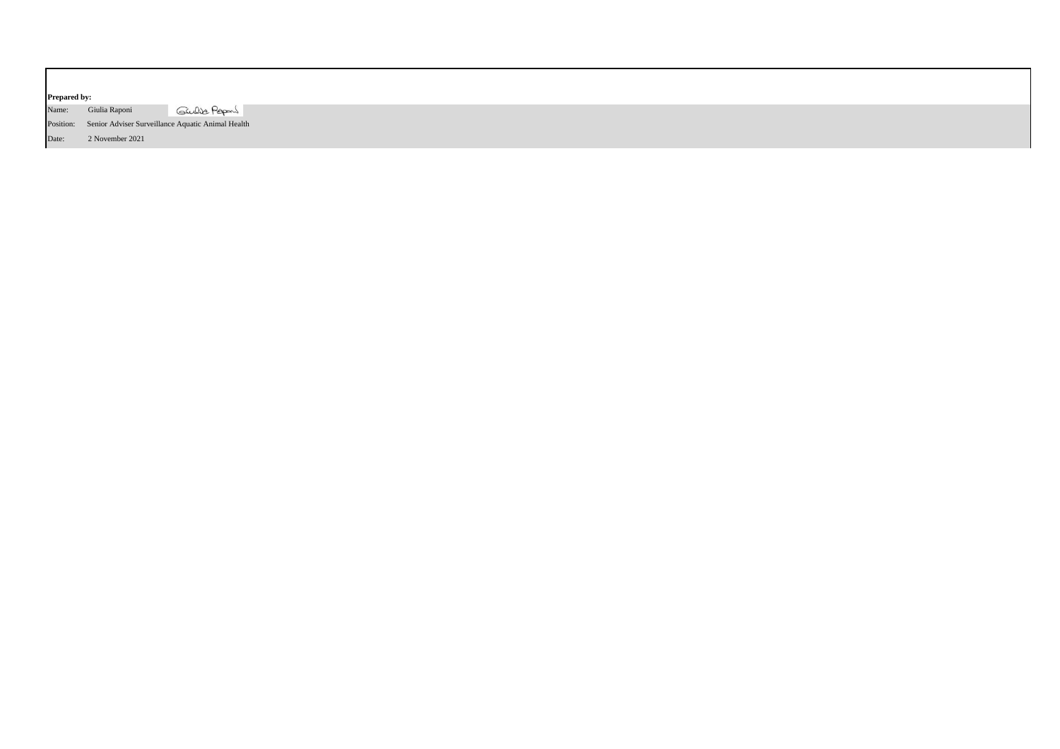**Prepared by:**

| | |
|---|---|
| Name: | Giulia Raponi |
| Position: | Senior Adviser Surveillance Aquatic Animal Health |
| Date: | 2 November 2021 |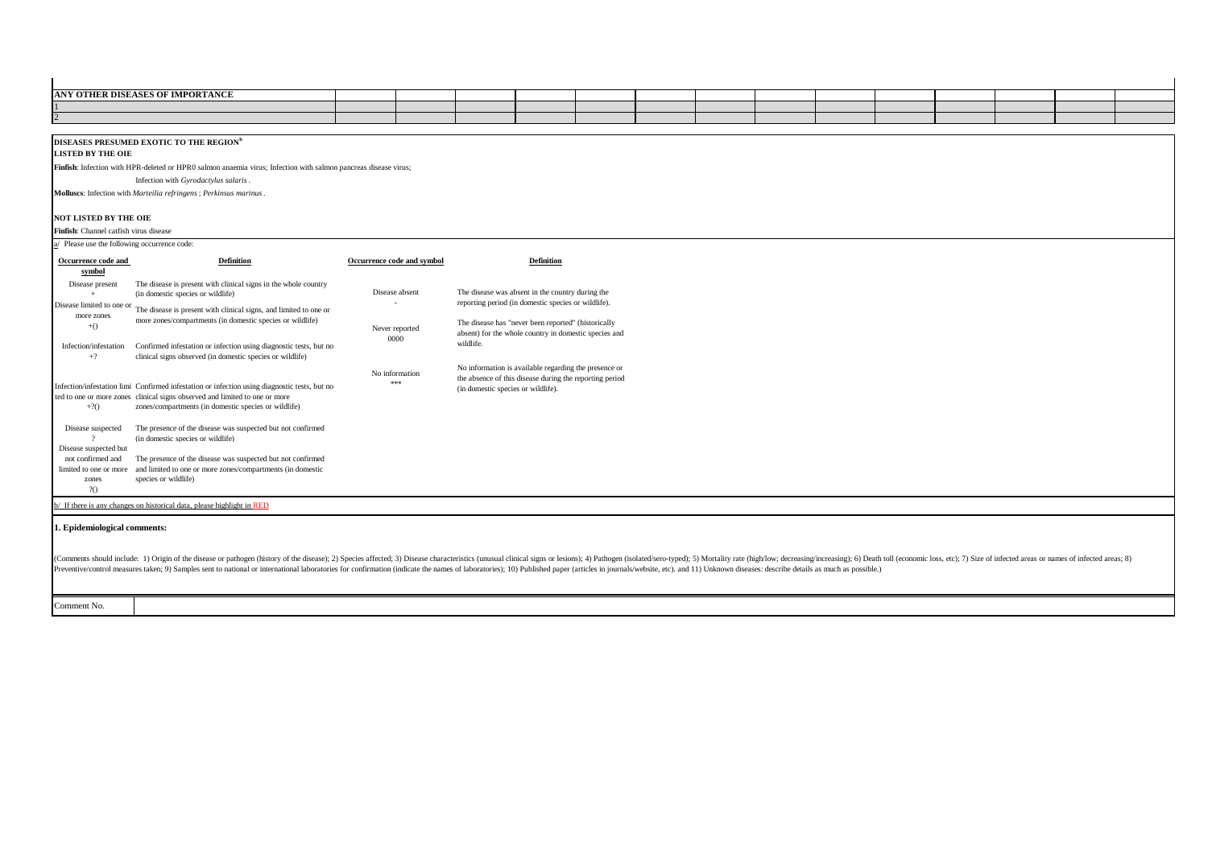| ANY OTHER DISEASES OF IMPORTANCE | | | | | | | | | | | | | | | |
|---|---|---|---|---|---|---|---|---|---|---|---|---|---|---|---|
| 1 | | | | | | | | | | | | | | | |
| 2 | | | | | | | | | | | | | | | |

**DISEASES PRESUMED EXOTIC TO THE REGION**[b]

**LISTED BY THE OIE**

**Finfish**: Infection with HPR-deleted or HPR0 salmon anaemia virus; Infection with salmon pancreas disease virus;

Infection with *Gyrodactylus salaris* .

**Molluscs**: Infection with *Marteilia refringens* ; *Perkinsus marinus* .

**NOT LISTED BY THE OIE**

**Finfish**: Channel catfish virus disease

a/ Please use the following occurrence code:

| Occurrence code and symbol | Definition | Occurrence code and symbol | Definition |
|---|---|---|---|
| Disease present<br>+ | The disease is present with clinical signs in the whole country (in domestic species or wildlife) | Disease absent<br>- | The disease was absent in the country during the reporting period (in domestic species or wildlife). |
| Disease limited to one or more zones<br>+() | The disease is present with clinical signs, and limited to one or more zones/compartments (in domestic species or wildlife) | Never reported<br>0000 | The disease has "never been reported" (historically absent) for the whole country in domestic species and wildlife. |
| Infection/infestation<br>+? | Confirmed infestation or infection using diagnostic tests, but no clinical signs observed (in domestic species or wildlife) | No information<br>*** | No information is available regarding the presence or the absence of this disease during the reporting period (in domestic species or wildlife). |
| Infection/infestation limited to one or more zones<br>+?() | Confirmed infestation or infection using diagnostic tests, but no clinical signs observed and limited to one or more zones/compartments (in domestic species or wildlife) | | |
| Disease suspected<br>? | The presence of the disease was suspected but not confirmed (in domestic species or wildlife) | | |
| Disease suspected but not confirmed and limited to one or more zones<br>?() | The presence of the disease was suspected but not confirmed and limited to one or more zones/compartments (in domestic species or wildlife) | | |

b/ If there is any changes on historical data, please highlight in RED

**1. Epidemiological comments:**

(Comments should include: 1) Origin of the disease or pathogen (history of the disease); 2) Species affected; 3) Disease characteristics (unusual clinical signs or lesions); 4) Pathogen (isolated/sero-typed); 5) Mortality rate (high/low; decreasing/increasing); 6) Death toll (economic loss, etc); 7) Size of infected areas or names of infected areas; 8) Preventive/control measures taken; 9) Samples sent to national or international laboratories for confirmation (indicate the names of laboratories); 10) Published paper (articles in journals/website, etc). and 11) Unknown diseases: describe details as much as possible.)

| Comment No. | |
|---|---|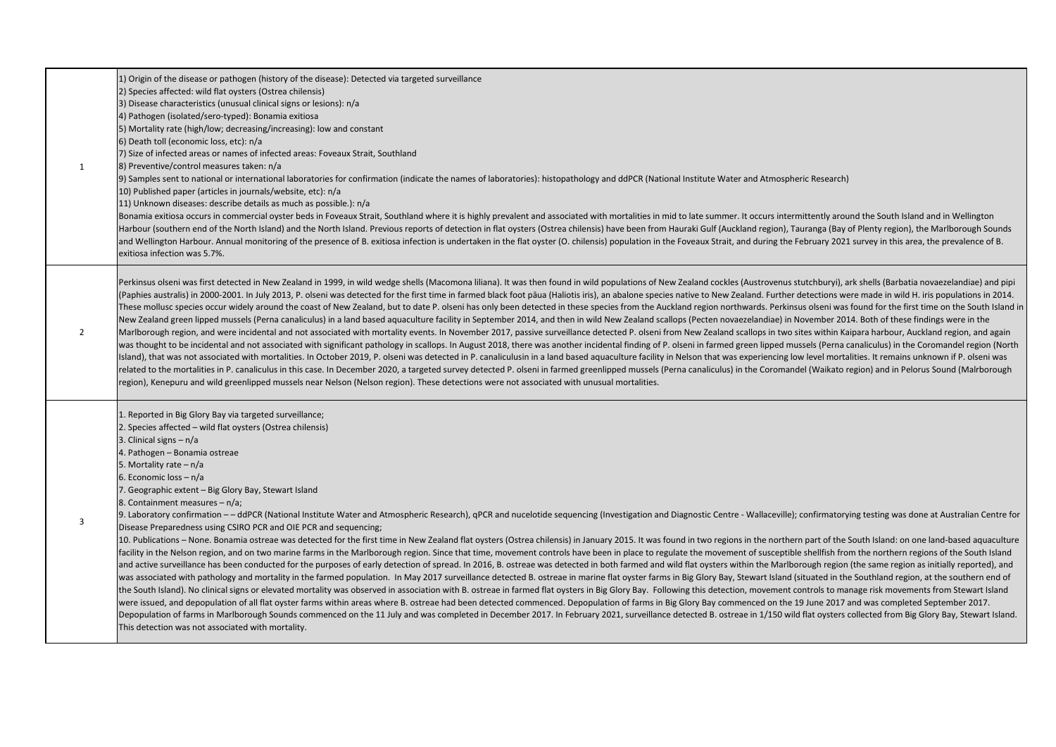| | |
|---|---|
| 1 | 1) Origin of the disease or pathogen (history of the disease): Detected via targeted surveillance<br>2) Species affected: wild flat oysters (Ostrea chilensis)<br>3) Disease characteristics (unusual clinical signs or lesions): n/a<br>4) Pathogen (isolated/sero-typed): Bonamia exitiosa<br>5) Mortality rate (high/low; decreasing/increasing): low and constant<br>6) Death toll (economic loss, etc): n/a<br>7) Size of infected areas or names of infected areas: Foveaux Strait, Southland<br>8) Preventive/control measures taken: n/a<br>9) Samples sent to national or international laboratories for confirmation (indicate the names of laboratories): histopathology and ddPCR (National Institute Water and Atmospheric Research)<br>10) Published paper (articles in journals/website, etc): n/a<br>11) Unknown diseases: describe details as much as possible.): n/a<br>Bonamia exitiosa occurs in commercial oyster beds in Foveaux Strait, Southland where it is highly prevalent and associated with mortalities in mid to late summer. It occurs intermittently around the South Island and in Wellington Harbour (southern end of the North Island) and the North Island. Previous reports of detection in flat oysters (Ostrea chilensis) have been from Hauraki Gulf (Auckland region), Tauranga (Bay of Plenty region), the Marlborough Sounds and Wellington Harbour. Annual monitoring of the presence of B. exitiosa infection is undertaken in the flat oyster (O. chilensis) population in the Foveaux Strait, and during the February 2021 survey in this area, the prevalence of B. exitiosa infection was 5.7%. |
| 2 | Perkinsus olseni was first detected in New Zealand in 1999, in wild wedge shells (Macomona liliana). It was then found in wild populations of New Zealand cockles (Austrovenus stutchburyi), ark shells (Barbatia novaezelandiae) and pipi (Paphies australis) in 2000-2001. In July 2013, P. olseni was detected for the first time in farmed black foot pāua (Haliotis iris), an abalone species native to New Zealand. Further detections were made in wild H. iris populations in 2014. These mollusc species occur widely around the coast of New Zealand, but to date P. olseni has only been detected in these species from the Auckland region northwards. Perkinsus olseni was found for the first time on the South Island in New Zealand green lipped mussels (Perna canaliculus) in a land based aquaculture facility in September 2014, and then in wild New Zealand scallops (Pecten novaezelandiae) in November 2014. Both of these findings were in the Marlborough region, and were incidental and not associated with mortality events. In November 2017, passive surveillance detected P. olseni from New Zealand scallops in two sites within Kaipara harbour, Auckland region, and again was thought to be incidental and not associated with significant pathology in scallops. In August 2018, there was another incidental finding of P. olseni in farmed green lipped mussels (Perna canaliculus) in the Coromandel region (North Island), that was not associated with mortalities. In October 2019, P. olseni was detected in P. canaliculusin in a land based aquaculture facility in Nelson that was experiencing low level mortalities. It remains unknown if P. olseni was related to the mortalities in P. canaliculus in this case. In December 2020, a targeted survey detected P. olseni in farmed greenlipped mussels (Perna canaliculus) in the Coromandel (Waikato region) and in Pelorus Sound (Malrborough region), Kenepuru and wild greenlipped mussels near Nelson (Nelson region). These detections were not associated with unusual mortalities. |
| 3 | 1. Reported in Big Glory Bay via targeted surveillance;<br>2. Species affected – wild flat oysters (Ostrea chilensis)<br>3. Clinical signs – n/a<br>4. Pathogen – Bonamia ostreae<br>5. Mortality rate – n/a<br>6. Economic loss – n/a<br>7. Geographic extent – Big Glory Bay, Stewart Island<br>8. Containment measures – n/a;<br>9. Laboratory confirmation – – ddPCR (National Institute Water and Atmospheric Research), qPCR and nucelotide sequencing (Investigation and Diagnostic Centre - Wallaceville); confirmatorying testing was done at Australian Centre for Disease Preparedness using CSIRO PCR and OIE PCR and sequencing;<br>10. Publications – None. Bonamia ostreae was detected for the first time in New Zealand flat oysters (Ostrea chilensis) in January 2015. It was found in two regions in the northern part of the South Island: on one land-based aquaculture facility in the Nelson region, and on two marine farms in the Marlborough region. Since that time, movement controls have been in place to regulate the movement of susceptible shellfish from the northern regions of the South Island and active surveillance has been conducted for the purposes of early detection of spread. In 2016, B. ostreae was detected in both farmed and wild flat oysters within the Marlborough region (the same region as initially reported), and was associated with pathology and mortality in the farmed population. In May 2017 surveillance detected B. ostreae in marine flat oyster farms in Big Glory Bay, Stewart Island (situated in the Southland region, at the southern end of the South Island). No clinical signs or elevated mortality was observed in association with B. ostreae in farmed flat oysters in Big Glory Bay. Following this detection, movement controls to manage risk movements from Stewart Island were issued, and depopulation of all flat oyster farms within areas where B. ostreae had been detected commenced. Depopulation of farms in Big Glory Bay commenced on the 19 June 2017 and was completed September 2017. Depopulation of farms in Marlborough Sounds commenced on the 11 July and was completed in December 2017. In February 2021, surveillance detected B. ostreae in 1/150 wild flat oysters collected from Big Glory Bay, Stewart Island. This detection was not associated with mortality. |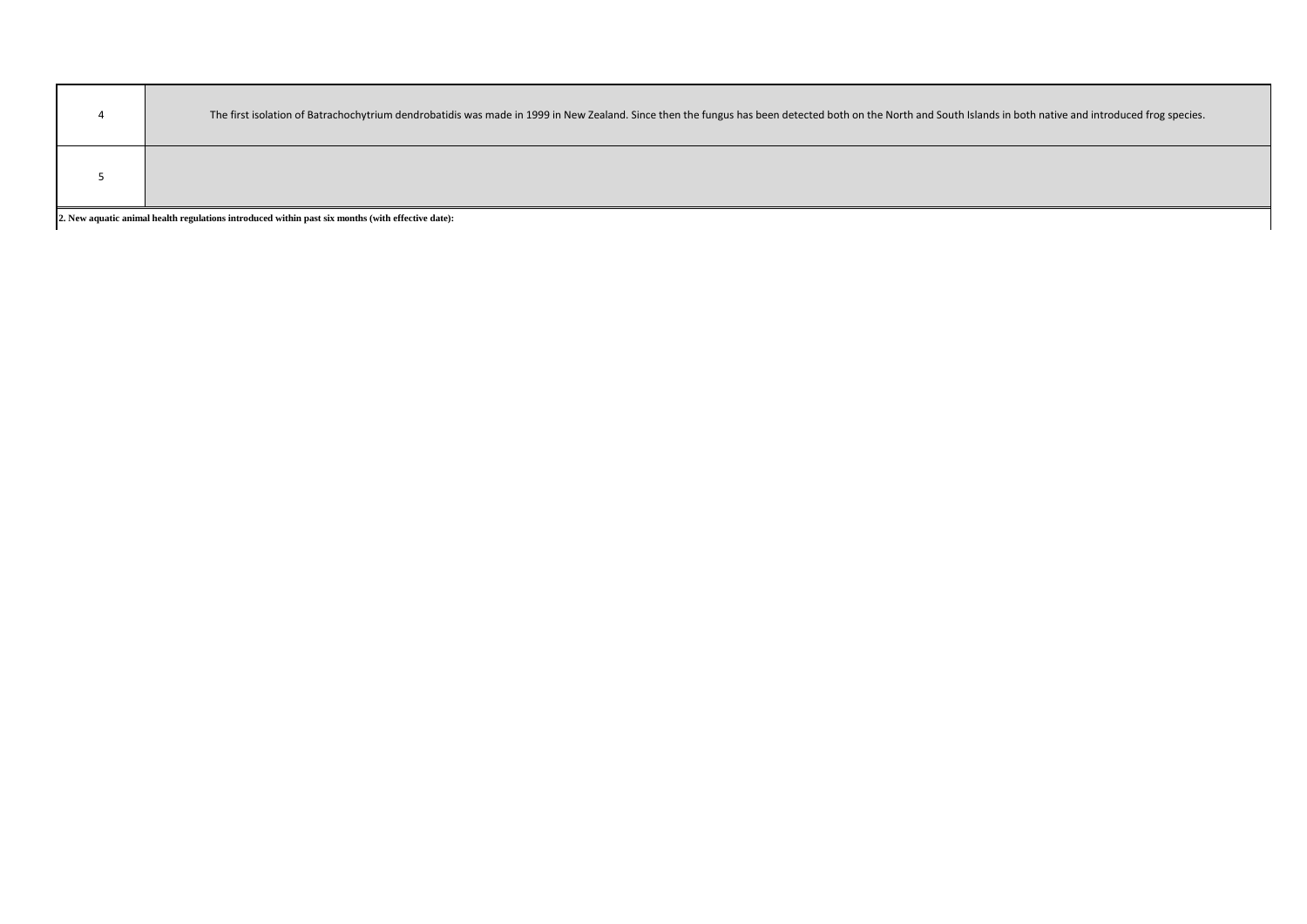| | |
|---|---|
| 4 | The first isolation of Batrachochytrium dendrobatidis was made in 1999 in New Zealand. Since then the fungus has been detected both on the North and South Islands in both native and introduced frog species. |
| 5 | |

**2. New aquatic animal health regulations introduced within past six months (with effective date):**